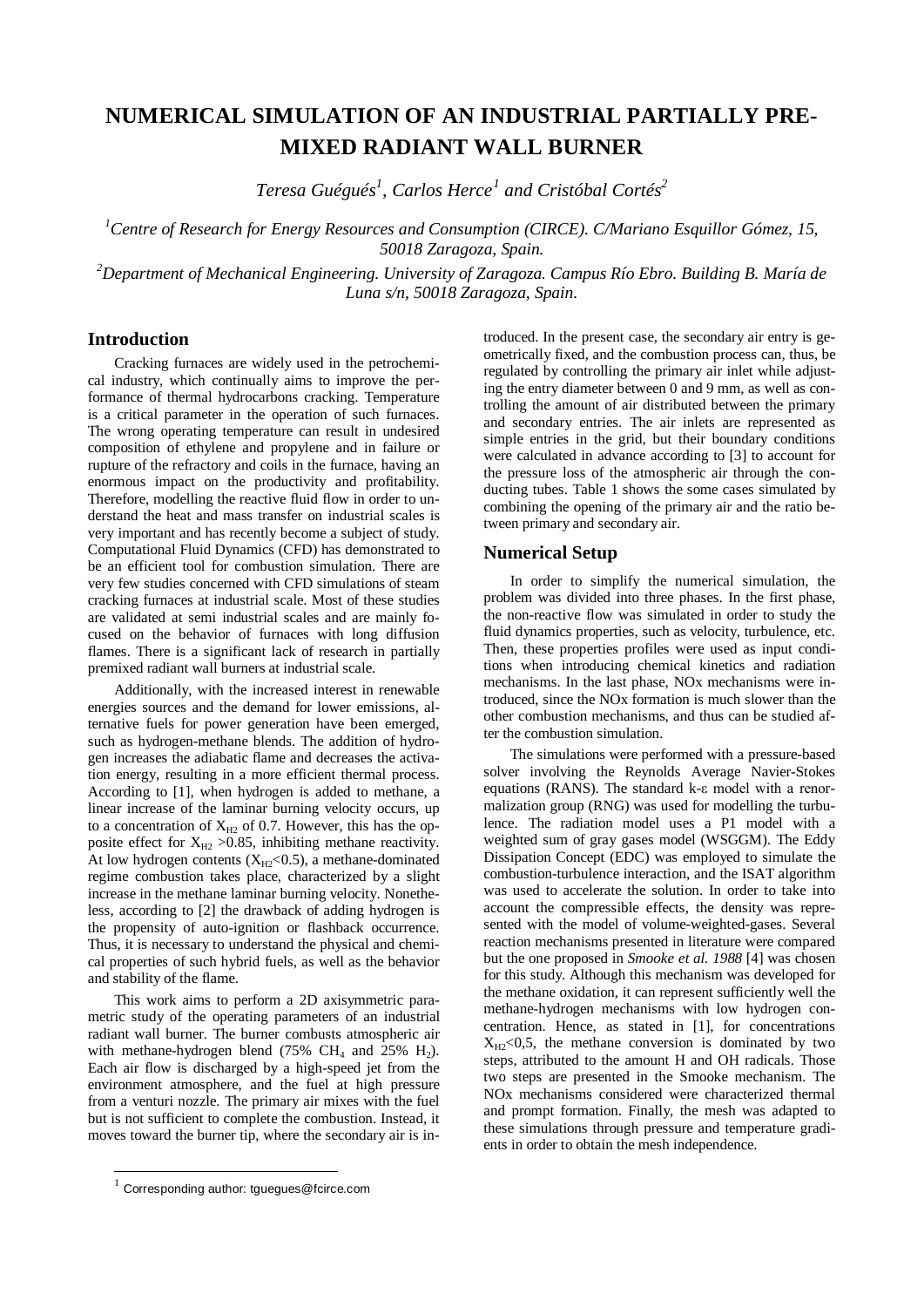# NUMERICAL SIMULATION OF AN INDUSTRIAL PARTIALLY PRE-MIXED RADIANT WALL BURNER

*Teresa Guégués[1], Carlos Herce[1] and Cristóbal Cortés[2]*

[1]*Centre of Research for Energy Resources and Consumption (CIRCE). C/Mariano Esquillor Gómez, 15, 50018 Zaragoza, Spain.*

[2]*Department of Mechanical Engineering. University of Zaragoza. Campus Río Ebro. Building B. María de Luna s/n, 50018 Zaragoza, Spain.*

## Introduction

Cracking furnaces are widely used in the petrochemical industry, which continually aims to improve the performance of thermal hydrocarbons cracking. Temperature is a critical parameter in the operation of such furnaces. The wrong operating temperature can result in undesired composition of ethylene and propylene and in failure or rupture of the refractory and coils in the furnace, having an enormous impact on the productivity and profitability. Therefore, modelling the reactive fluid flow in order to understand the heat and mass transfer on industrial scales is very important and has recently become a subject of study. Computational Fluid Dynamics (CFD) has demonstrated to be an efficient tool for combustion simulation. There are very few studies concerned with CFD simulations of steam cracking furnaces at industrial scale. Most of these studies are validated at semi industrial scales and are mainly focused on the behavior of furnaces with long diffusion flames. There is a significant lack of research in partially premixed radiant wall burners at industrial scale.

Additionally, with the increased interest in renewable energies sources and the demand for lower emissions, alternative fuels for power generation have been emerged, such as hydrogen-methane blends. The addition of hydrogen increases the adiabatic flame and decreases the activation energy, resulting in a more efficient thermal process. According to [1], when hydrogen is added to methane, a linear increase of the laminar burning velocity occurs, up to a concentration of $X_{H2}$ of 0.7. However, this has the opposite effect for $X_{H2}$ >0.85, inhibiting methane reactivity. At low hydrogen contents ($X_{H2}$<0.5), a methane-dominated regime combustion takes place, characterized by a slight increase in the methane laminar burning velocity. Nonetheless, according to [2] the drawback of adding hydrogen is the propensity of auto-ignition or flashback occurrence. Thus, it is necessary to understand the physical and chemical properties of such hybrid fuels, as well as the behavior and stability of the flame.

This work aims to perform a 2D axisymmetric parametric study of the operating parameters of an industrial radiant wall burner. The burner combusts atmospheric air with methane-hydrogen blend (75% $CH_4$ and 25% $H_2$). Each air flow is discharged by a high-speed jet from the environment atmosphere, and the fuel at high pressure from a venturi nozzle. The primary air mixes with the fuel but is not sufficient to complete the combustion. Instead, it moves toward the burner tip, where the secondary air is introduced. In the present case, the secondary air entry is geometrically fixed, and the combustion process can, thus, be regulated by controlling the primary air inlet while adjusting the entry diameter between 0 and 9 mm, as well as controlling the amount of air distributed between the primary and secondary entries. The air inlets are represented as simple entries in the grid, but their boundary conditions were calculated in advance according to [3] to account for the pressure loss of the atmospheric air through the conducting tubes. Table 1 shows the some cases simulated by combining the opening of the primary air and the ratio between primary and secondary air.

## Numerical Setup

In order to simplify the numerical simulation, the problem was divided into three phases. In the first phase, the non-reactive flow was simulated in order to study the fluid dynamics properties, such as velocity, turbulence, etc. Then, these properties profiles were used as input conditions when introducing chemical kinetics and radiation mechanisms. In the last phase, NOx mechanisms were introduced, since the NOx formation is much slower than the other combustion mechanisms, and thus can be studied after the combustion simulation.

The simulations were performed with a pressure-based solver involving the Reynolds Average Navier-Stokes equations (RANS). The standard k-ε model with a renormalization group (RNG) was used for modelling the turbulence. The radiation model uses a P1 model with a weighted sum of gray gases model (WSGGM). The Eddy Dissipation Concept (EDC) was employed to simulate the combustion-turbulence interaction, and the ISAT algorithm was used to accelerate the solution. In order to take into account the compressible effects, the density was represented with the model of volume-weighted-gases. Several reaction mechanisms presented in literature were compared but the one proposed in *Smooke et al. 1988* [4] was chosen for this study. Although this mechanism was developed for the methane oxidation, it can represent sufficiently well the methane-hydrogen mechanisms with low hydrogen concentration. Hence, as stated in [1], for concentrations $X_{H2}$<0,5, the methane conversion is dominated by two steps, attributed to the amount H and OH radicals. Those two steps are presented in the Smooke mechanism. The NOx mechanisms considered were characterized thermal and prompt formation. Finally, the mesh was adapted to these simulations through pressure and temperature gradients in order to obtain the mesh independence.

[1] Corresponding author: tguegues@fcirce.com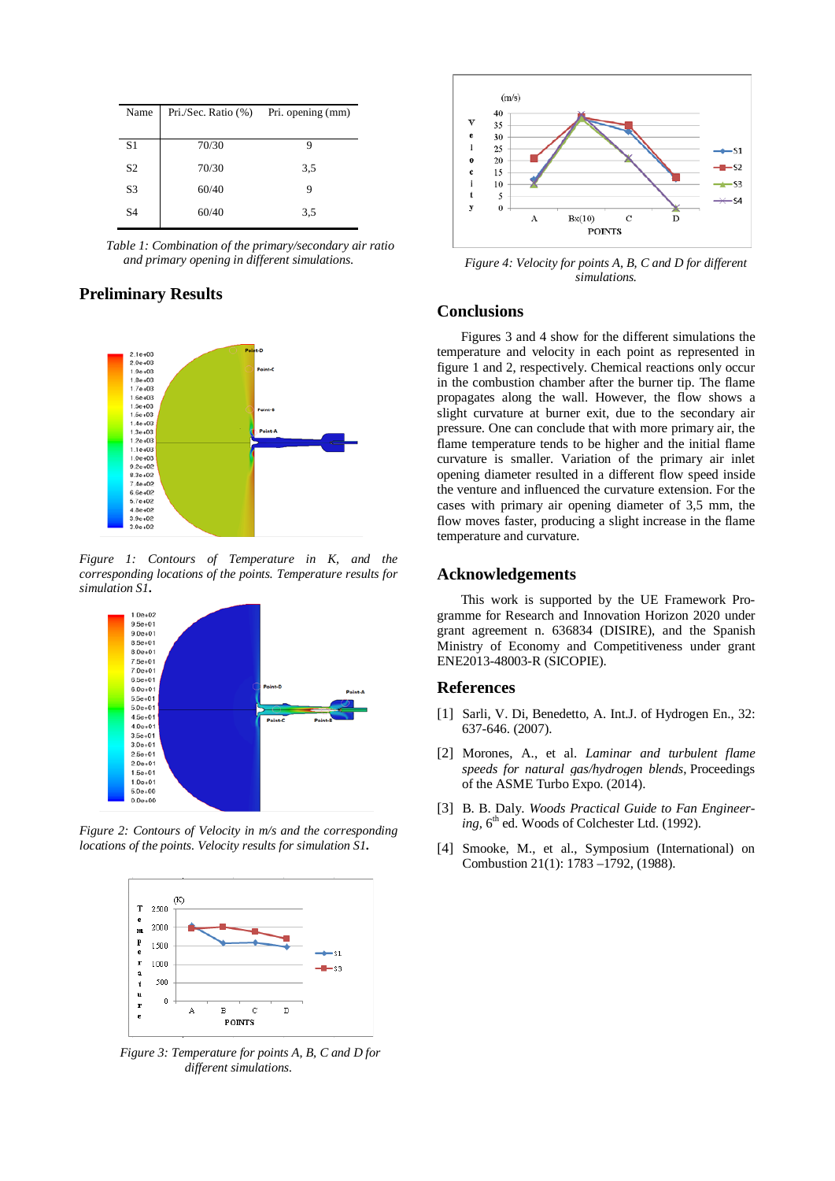| Name | Pri./Sec. Ratio (%) | Pri. opening (mm) |
|---|---|---|
| S1 | 70/30 | 9 |
| S2 | 70/30 | 3,5 |
| S3 | 60/40 | 9 |
| S4 | 60/40 | 3,5 |

*Table 1: Combination of the primary/secondary air ratio and primary opening in different simulations.*

## Preliminary Results

2.1e+03
2.0e+03
1.9e+03
1.8e+03
1.7e+03
1.6e+03
1.5e+03
1.5e+03
1.4e+03
1.3e+03
1.2e+03
1.1e+03
1.0e+03
9.2e+02
8.3e+02
7.4e+02
6.6e+02
5.7e+02
4.8e+02
3.9e+02
3.0e+02

Point-D
Point-C
Point-B
Point-A

*Figure 1: Contours of Temperature in K, and the corresponding locations of the points. Temperature results for simulation S1.*

1.0e+02
9.5e+01
9.0e+01
8.5e+01
8.0e+01
7.5e+01
7.0e+01
6.5e+01
6.0e+01
5.5e+01
5.0e+01
4.5e+01
4.0e+01
3.5e+01
3.0e+01
2.5e+01
2.0e+01
1.5e+01
1.0e+01
5.0e+00
0.0e+00

Point-D
Point-A
Point-C
Point-B

*Figure 2: Contours of Velocity in m/s and the corresponding locations of the points. Velocity results for simulation S1.*

(K)
Temperature
2500
2000
1500
1000
500
0
A B C D
POINTS
S1
S3

*Figure 3: Temperature for points A, B, C and D for different simulations.*

(m/s)
Velocity
40
35
30
25
20
15
10
5
0
A Bx(10) C D
POINTS
S1
S2
S3
S4

*Figure 4: Velocity for points A, B, C and D for different simulations.*

## Conclusions

Figures 3 and 4 show for the different simulations the temperature and velocity in each point as represented in figure 1 and 2, respectively. Chemical reactions only occur in the combustion chamber after the burner tip. The flame propagates along the wall. However, the flow shows a slight curvature at burner exit, due to the secondary air pressure. One can conclude that with more primary air, the flame temperature tends to be higher and the initial flame curvature is smaller. Variation of the primary air inlet opening diameter resulted in a different flow speed inside the venture and influenced the curvature extension. For the cases with primary air opening diameter of 3,5 mm, the flow moves faster, producing a slight increase in the flame temperature and curvature.

## Acknowledgements

This work is supported by the UE Framework Programme for Research and Innovation Horizon 2020 under grant agreement n. 636834 (DISIRE), and the Spanish Ministry of Economy and Competitiveness under grant ENE2013-48003-R (SICOPIE).

## References

[1] Sarli, V. Di, Benedetto, A. Int.J. of Hydrogen En., 32: 637-646. (2007).

[2] Morones, A., et al. *Laminar and turbulent flame speeds for natural gas/hydrogen blends*, Proceedings of the ASME Turbo Expo. (2014).

[3] B. B. Daly. *Woods Practical Guide to Fan Engineering*, 6th ed. Woods of Colchester Ltd. (1992).

[4] Smooke, M., et al., Symposium (International) on Combustion 21(1): 1783 –1792, (1988).